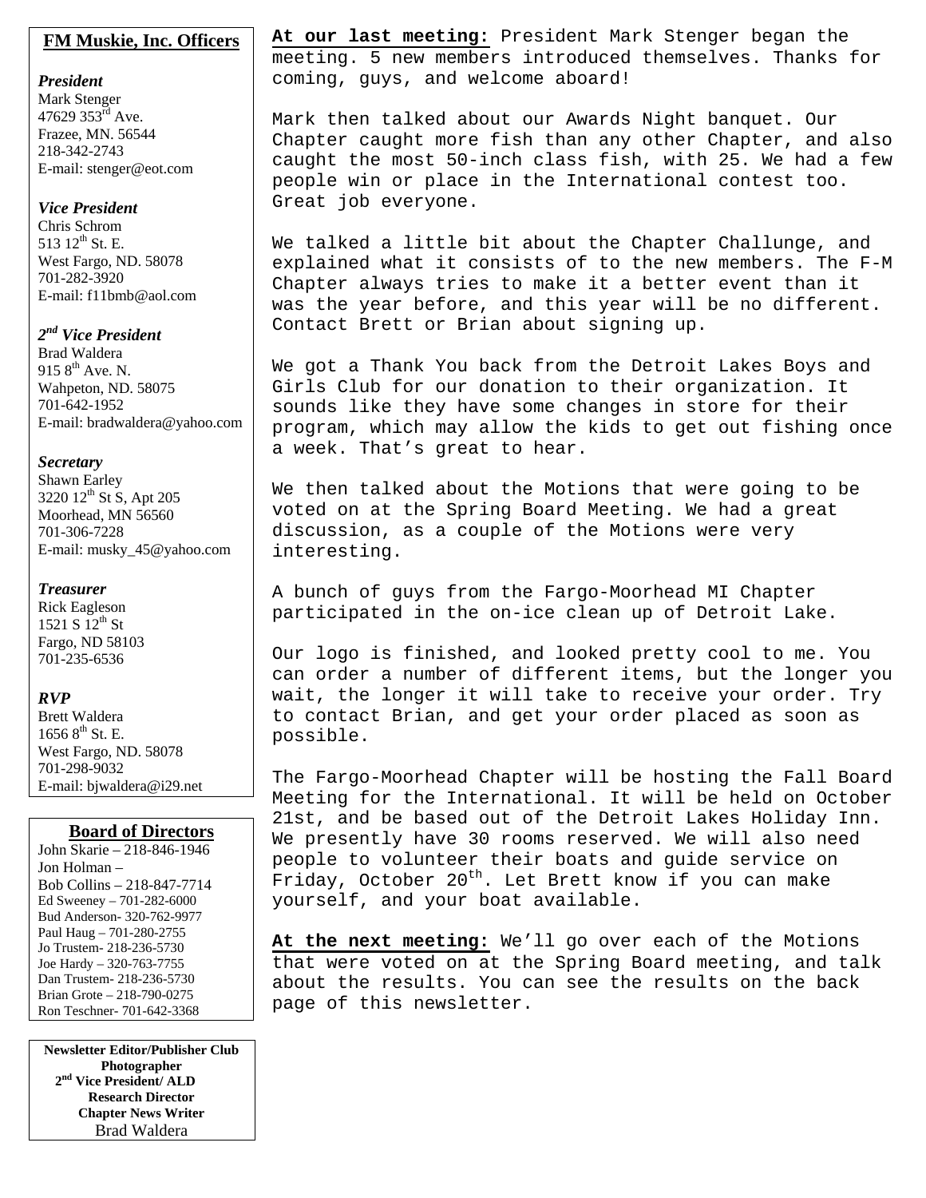## FM Muskie, Inc. Officers

***President***
Mark Stenger
47629 353rd Ave.
Frazee, MN. 56544
218-342-2743
E-mail: stenger@eot.com

***Vice President***
Chris Schrom
513 12th St. E.
West Fargo, ND. 58078
701-282-3920
E-mail: f11bmb@aol.com

***2nd Vice President***
Brad Waldera
915 8th Ave. N.
Wahpeton, ND. 58075
701-642-1952
E-mail: bradwaldera@yahoo.com

***Secretary***
Shawn Earley
3220 12th St S, Apt 205
Moorhead, MN 56560
701-306-7228
E-mail: musky_45@yahoo.com

***Treasurer***
Rick Eagleson
1521 S 12th St
Fargo, ND 58103
701-235-6536

***RVP***
Brett Waldera
1656 8th St. E.
West Fargo, ND. 58078
701-298-9032
E-mail: bjwaldera@i29.net

## Board of Directors

John Skarie – 218-846-1946
Jon Holman –
Bob Collins – 218-847-7714
Ed Sweeney – 701-282-6000
Bud Anderson- 320-762-9977
Paul Haug – 701-280-2755
Jo Trustem- 218-236-5730
Joe Hardy – 320-763-7755
Dan Trustem- 218-236-5730
Brian Grote – 218-790-0275
Ron Teschner- 701-642-3368

**Newsletter Editor/Publisher Club Photographer**
**2nd Vice President/ ALD Research Director**
**Chapter News Writer**
Brad Waldera

**At our last meeting:** President Mark Stenger began the meeting. 5 new members introduced themselves. Thanks for coming, guys, and welcome aboard!

Mark then talked about our Awards Night banquet. Our Chapter caught more fish than any other Chapter, and also caught the most 50-inch class fish, with 25. We had a few people win or place in the International contest too. Great job everyone.

We talked a little bit about the Chapter Challunge, and explained what it consists of to the new members. The F-M Chapter always tries to make it a better event than it was the year before, and this year will be no different. Contact Brett or Brian about signing up.

We got a Thank You back from the Detroit Lakes Boys and Girls Club for our donation to their organization. It sounds like they have some changes in store for their program, which may allow the kids to get out fishing once a week. That’s great to hear.

We then talked about the Motions that were going to be voted on at the Spring Board Meeting. We had a great discussion, as a couple of the Motions were very interesting.

A bunch of guys from the Fargo-Moorhead MI Chapter participated in the on-ice clean up of Detroit Lake.

Our logo is finished, and looked pretty cool to me. You can order a number of different items, but the longer you wait, the longer it will take to receive your order. Try to contact Brian, and get your order placed as soon as possible.

The Fargo-Moorhead Chapter will be hosting the Fall Board Meeting for the International. It will be held on October 21st, and be based out of the Detroit Lakes Holiday Inn. We presently have 30 rooms reserved. We will also need people to volunteer their boats and guide service on Friday, October 20th. Let Brett know if you can make yourself, and your boat available.

**At the next meeting:** We’ll go over each of the Motions that were voted on at the Spring Board meeting, and talk about the results. You can see the results on the back page of this newsletter.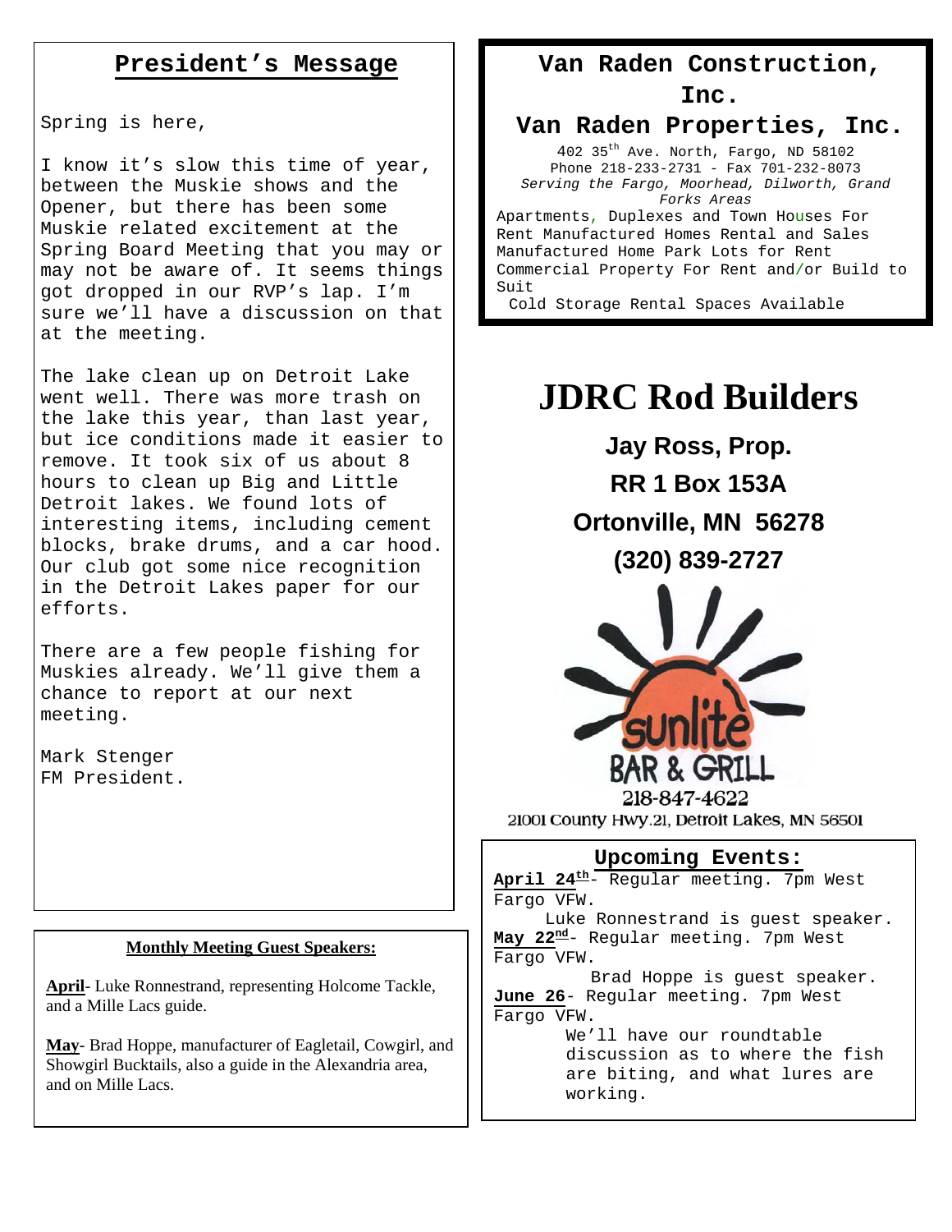## President's Message

Spring is here,

I know it's slow this time of year, between the Muskie shows and the Opener, but there has been some Muskie related excitement at the Spring Board Meeting that you may or may not be aware of. It seems things got dropped in our RVP's lap. I'm sure we'll have a discussion on that at the meeting.

The lake clean up on Detroit Lake went well. There was more trash on the lake this year, than last year, but ice conditions made it easier to remove. It took six of us about 8 hours to clean up Big and Little Detroit lakes. We found lots of interesting items, including cement blocks, brake drums, and a car hood. Our club got some nice recognition in the Detroit Lakes paper for our efforts.

There are a few people fishing for Muskies already. We'll give them a chance to report at our next meeting.

Mark Stenger
FM President.

**Monthly Meeting Guest Speakers:**

**April**- Luke Ronnestrand, representing Holcome Tackle, and a Mille Lacs guide.

**May**- Brad Hoppe, manufacturer of Eagletail, Cowgirl, and Showgirl Bucktails, also a guide in the Alexandria area, and on Mille Lacs.

**Van Raden Construction, Inc.**
**Van Raden Properties, Inc.**

402 35th Ave. North, Fargo, ND 58102
Phone 218-233-2731 - Fax 701-232-8073
*Serving the Fargo, Moorhead, Dilworth, Grand Forks Areas*
Apartments, Duplexes and Town Houses For Rent Manufactured Homes Rental and Sales
Manufactured Home Park Lots for Rent
Commercial Property For Rent and/or Build to Suit
Cold Storage Rental Spaces Available

# JDRC Rod Builders

**Jay Ross, Prop.**
**RR 1 Box 153A**
**Ortonville, MN 56278**
**(320) 839-2727**

sunlite BAR & GRILL
218-847-4622
21001 County Hwy.21, Detroit Lakes, MN 56501

## Upcoming Events:

**April 24th**- Regular meeting. 7pm West Fargo VFW.
Luke Ronnestrand is guest speaker.

**May 22nd**- Regular meeting. 7pm West Fargo VFW.
Brad Hoppe is guest speaker.

**June 26**- Regular meeting. 7pm West Fargo VFW.
We'll have our roundtable discussion as to where the fish are biting, and what lures are working.